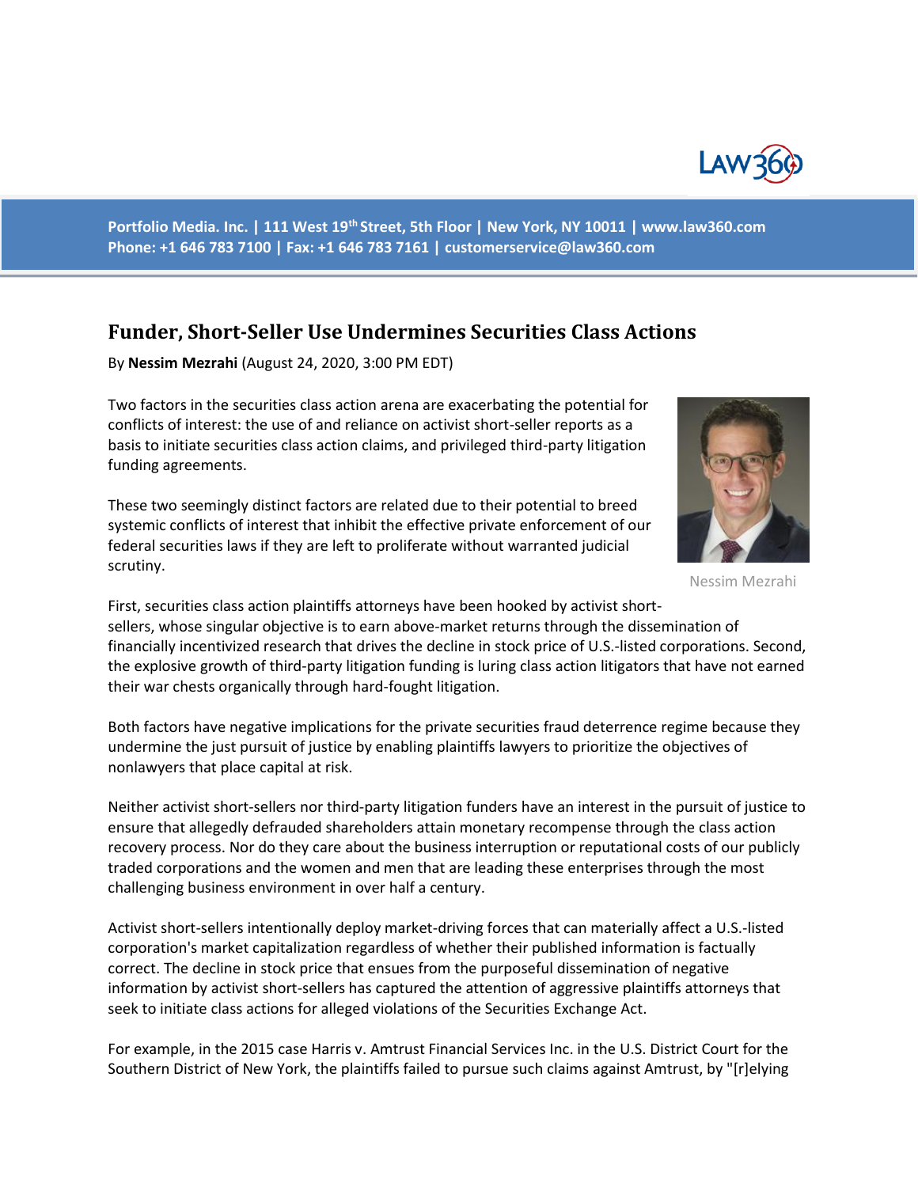Portfolio Media. Inc. | 111 West 19th Street, 5th Floor | New York, NY 10011 | www.law360.com
Phone: +1 646 783 7100 | Fax: +1 646 783 7161 | customerservice@law360.com

# Funder, Short-Seller Use Undermines Securities Class Actions

By **Nessim Mezrahi** (August 24, 2020, 3:00 PM EDT)

Two factors in the securities class action arena are exacerbating the potential for conflicts of interest: the use of and reliance on activist short-seller reports as a basis to initiate securities class action claims, and privileged third-party litigation funding agreements.

These two seemingly distinct factors are related due to their potential to breed systemic conflicts of interest that inhibit the effective private enforcement of our federal securities laws if they are left to proliferate without warranted judicial scrutiny.

Nessim Mezrahi

First, securities class action plaintiffs attorneys have been hooked by activist short-sellers, whose singular objective is to earn above-market returns through the dissemination of financially incentivized research that drives the decline in stock price of U.S.-listed corporations. Second, the explosive growth of third-party litigation funding is luring class action litigators that have not earned their war chests organically through hard-fought litigation.

Both factors have negative implications for the private securities fraud deterrence regime because they undermine the just pursuit of justice by enabling plaintiffs lawyers to prioritize the objectives of nonlawyers that place capital at risk.

Neither activist short-sellers nor third-party litigation funders have an interest in the pursuit of justice to ensure that allegedly defrauded shareholders attain monetary recompense through the class action recovery process. Nor do they care about the business interruption or reputational costs of our publicly traded corporations and the women and men that are leading these enterprises through the most challenging business environment in over half a century.

Activist short-sellers intentionally deploy market-driving forces that can materially affect a U.S.-listed corporation's market capitalization regardless of whether their published information is factually correct. The decline in stock price that ensues from the purposeful dissemination of negative information by activist short-sellers has captured the attention of aggressive plaintiffs attorneys that seek to initiate class actions for alleged violations of the Securities Exchange Act.

For example, in the 2015 case Harris v. Amtrust Financial Services Inc. in the U.S. District Court for the Southern District of New York, the plaintiffs failed to pursue such claims against Amtrust, by "[r]elying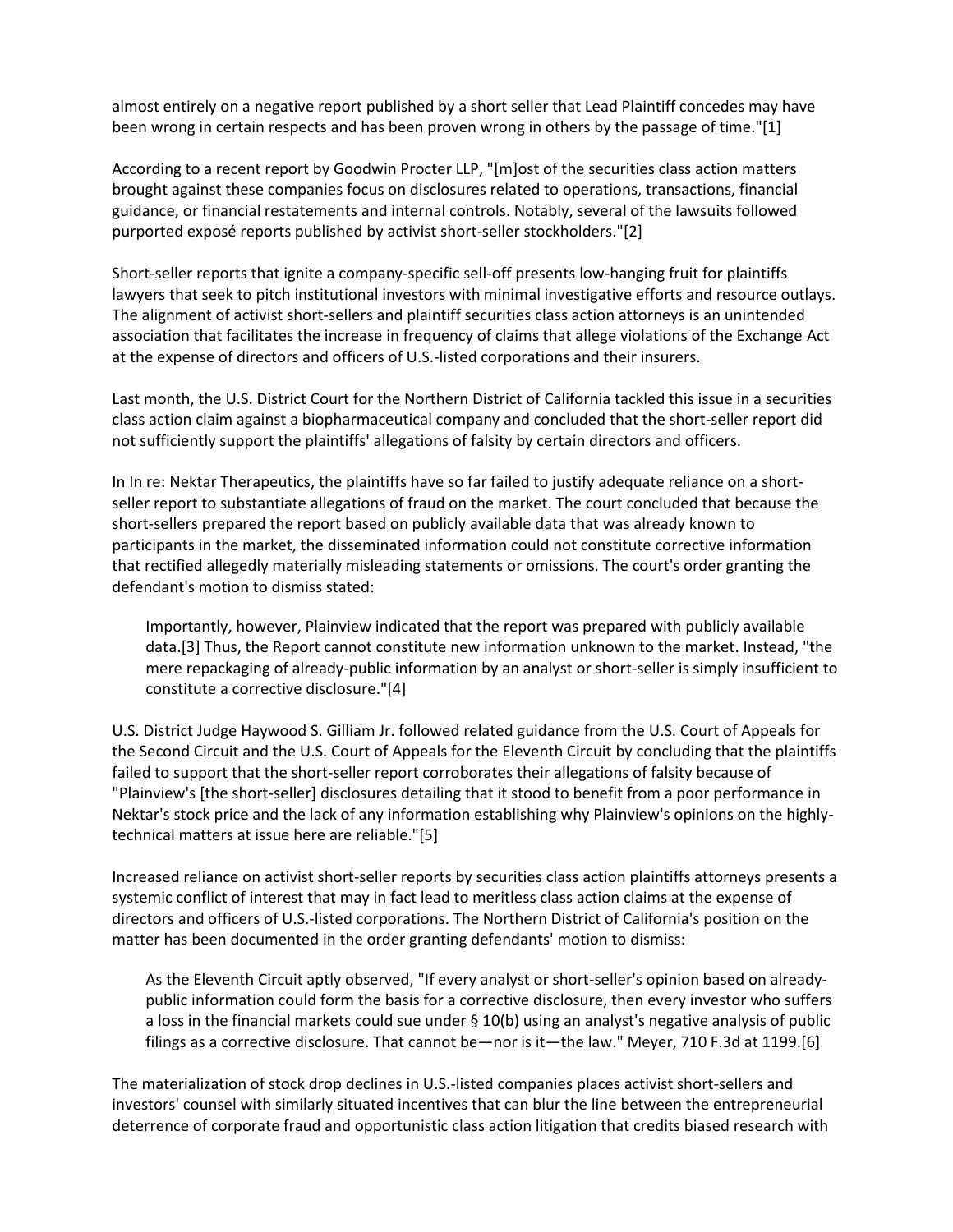almost entirely on a negative report published by a short seller that Lead Plaintiff concedes may have been wrong in certain respects and has been proven wrong in others by the passage of time."[1]

According to a recent report by Goodwin Procter LLP, "[m]ost of the securities class action matters brought against these companies focus on disclosures related to operations, transactions, financial guidance, or financial restatements and internal controls. Notably, several of the lawsuits followed purported exposé reports published by activist short-seller stockholders."[2]

Short-seller reports that ignite a company-specific sell-off presents low-hanging fruit for plaintiffs lawyers that seek to pitch institutional investors with minimal investigative efforts and resource outlays. The alignment of activist short-sellers and plaintiff securities class action attorneys is an unintended association that facilitates the increase in frequency of claims that allege violations of the Exchange Act at the expense of directors and officers of U.S.-listed corporations and their insurers.

Last month, the U.S. District Court for the Northern District of California tackled this issue in a securities class action claim against a biopharmaceutical company and concluded that the short-seller report did not sufficiently support the plaintiffs' allegations of falsity by certain directors and officers.

In In re: Nektar Therapeutics, the plaintiffs have so far failed to justify adequate reliance on a short-seller report to substantiate allegations of fraud on the market. The court concluded that because the short-sellers prepared the report based on publicly available data that was already known to participants in the market, the disseminated information could not constitute corrective information that rectified allegedly materially misleading statements or omissions. The court's order granting the defendant's motion to dismiss stated:

> Importantly, however, Plainview indicated that the report was prepared with publicly available data.[3] Thus, the Report cannot constitute new information unknown to the market. Instead, "the mere repackaging of already-public information by an analyst or short-seller is simply insufficient to constitute a corrective disclosure."[4]

U.S. District Judge Haywood S. Gilliam Jr. followed related guidance from the U.S. Court of Appeals for the Second Circuit and the U.S. Court of Appeals for the Eleventh Circuit by concluding that the plaintiffs failed to support that the short-seller report corroborates their allegations of falsity because of "Plainview's [the short-seller] disclosures detailing that it stood to benefit from a poor performance in Nektar's stock price and the lack of any information establishing why Plainview's opinions on the highly-technical matters at issue here are reliable."[5]

Increased reliance on activist short-seller reports by securities class action plaintiffs attorneys presents a systemic conflict of interest that may in fact lead to meritless class action claims at the expense of directors and officers of U.S.-listed corporations. The Northern District of California's position on the matter has been documented in the order granting defendants' motion to dismiss:

> As the Eleventh Circuit aptly observed, "If every analyst or short-seller's opinion based on already-public information could form the basis for a corrective disclosure, then every investor who suffers a loss in the financial markets could sue under § 10(b) using an analyst's negative analysis of public filings as a corrective disclosure. That cannot be—nor is it—the law." Meyer, 710 F.3d at 1199.[6]

The materialization of stock drop declines in U.S.-listed companies places activist short-sellers and investors' counsel with similarly situated incentives that can blur the line between the entrepreneurial deterrence of corporate fraud and opportunistic class action litigation that credits biased research with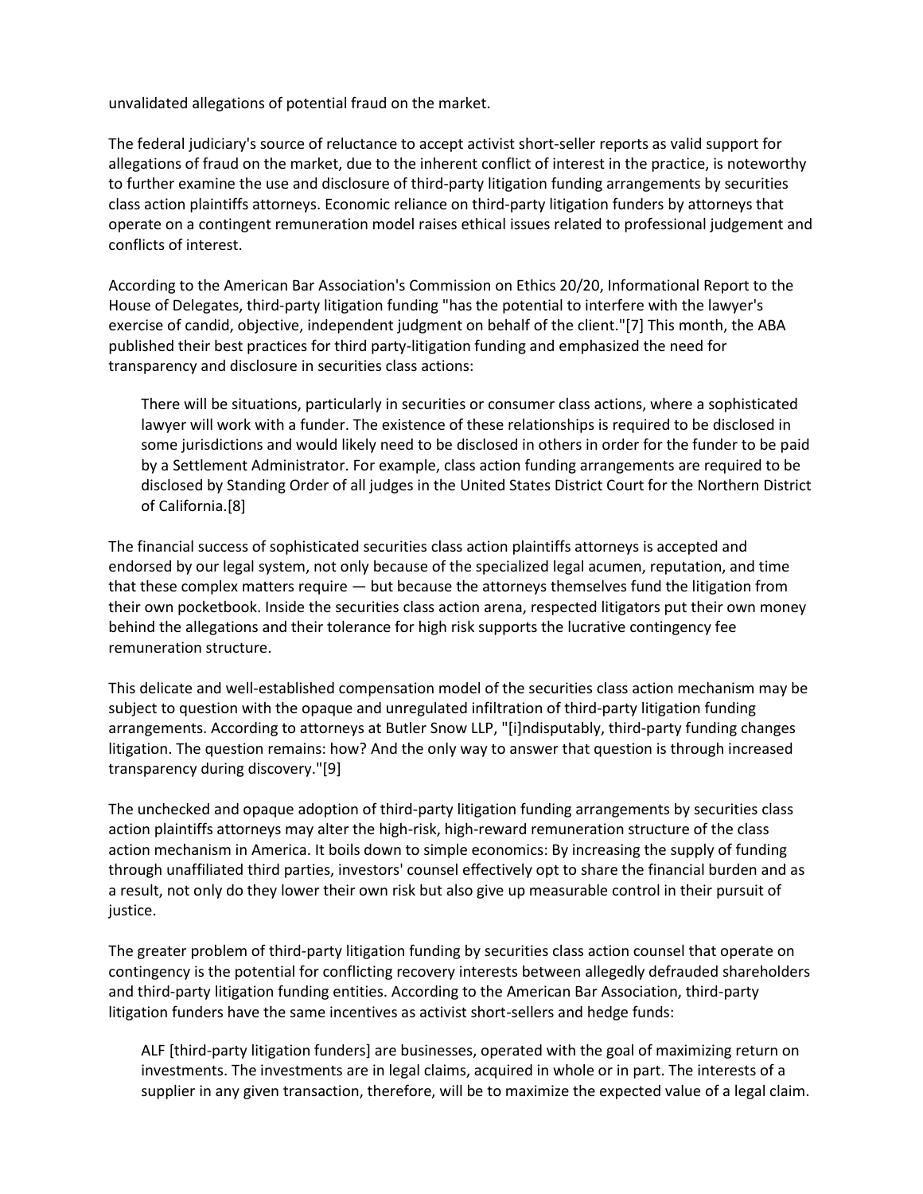unvalidated allegations of potential fraud on the market.

The federal judiciary's source of reluctance to accept activist short-seller reports as valid support for allegations of fraud on the market, due to the inherent conflict of interest in the practice, is noteworthy to further examine the use and disclosure of third-party litigation funding arrangements by securities class action plaintiffs attorneys. Economic reliance on third-party litigation funders by attorneys that operate on a contingent remuneration model raises ethical issues related to professional judgement and conflicts of interest.

According to the American Bar Association's Commission on Ethics 20/20, Informational Report to the House of Delegates, third-party litigation funding "has the potential to interfere with the lawyer's exercise of candid, objective, independent judgment on behalf of the client."[7] This month, the ABA published their best practices for third party-litigation funding and emphasized the need for transparency and disclosure in securities class actions:

> There will be situations, particularly in securities or consumer class actions, where a sophisticated lawyer will work with a funder. The existence of these relationships is required to be disclosed in some jurisdictions and would likely need to be disclosed in others in order for the funder to be paid by a Settlement Administrator. For example, class action funding arrangements are required to be disclosed by Standing Order of all judges in the United States District Court for the Northern District of California.[8]

The financial success of sophisticated securities class action plaintiffs attorneys is accepted and endorsed by our legal system, not only because of the specialized legal acumen, reputation, and time that these complex matters require — but because the attorneys themselves fund the litigation from their own pocketbook. Inside the securities class action arena, respected litigators put their own money behind the allegations and their tolerance for high risk supports the lucrative contingency fee remuneration structure.

This delicate and well-established compensation model of the securities class action mechanism may be subject to question with the opaque and unregulated infiltration of third-party litigation funding arrangements. According to attorneys at Butler Snow LLP, "[i]ndisputably, third-party funding changes litigation. The question remains: how? And the only way to answer that question is through increased transparency during discovery."[9]

The unchecked and opaque adoption of third-party litigation funding arrangements by securities class action plaintiffs attorneys may alter the high-risk, high-reward remuneration structure of the class action mechanism in America. It boils down to simple economics: By increasing the supply of funding through unaffiliated third parties, investors' counsel effectively opt to share the financial burden and as a result, not only do they lower their own risk but also give up measurable control in their pursuit of justice.

The greater problem of third-party litigation funding by securities class action counsel that operate on contingency is the potential for conflicting recovery interests between allegedly defrauded shareholders and third-party litigation funding entities. According to the American Bar Association, third-party litigation funders have the same incentives as activist short-sellers and hedge funds:

> ALF [third-party litigation funders] are businesses, operated with the goal of maximizing return on investments. The investments are in legal claims, acquired in whole or in part. The interests of a supplier in any given transaction, therefore, will be to maximize the expected value of a legal claim.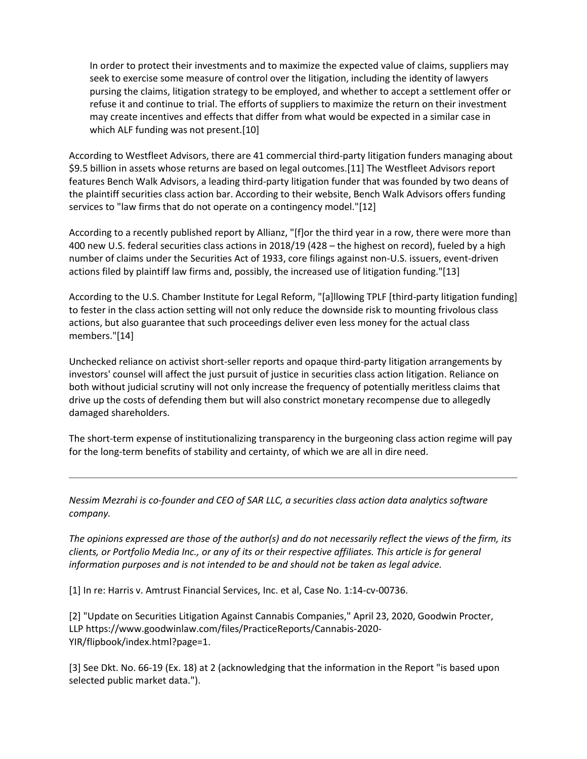> In order to protect their investments and to maximize the expected value of claims, suppliers may seek to exercise some measure of control over the litigation, including the identity of lawyers pursing the claims, litigation strategy to be employed, and whether to accept a settlement offer or refuse it and continue to trial. The efforts of suppliers to maximize the return on their investment may create incentives and effects that differ from what would be expected in a similar case in which ALF funding was not present.[10]

According to Westfleet Advisors, there are 41 commercial third-party litigation funders managing about $9.5 billion in assets whose returns are based on legal outcomes.[11] The Westfleet Advisors report features Bench Walk Advisors, a leading third-party litigation funder that was founded by two deans of the plaintiff securities class action bar. According to their website, Bench Walk Advisors offers funding services to "law firms that do not operate on a contingency model."[12]

According to a recently published report by Allianz, "[f]or the third year in a row, there were more than 400 new U.S. federal securities class actions in 2018/19 (428 – the highest on record), fueled by a high number of claims under the Securities Act of 1933, core filings against non-U.S. issuers, event-driven actions filed by plaintiff law firms and, possibly, the increased use of litigation funding."[13]

According to the U.S. Chamber Institute for Legal Reform, "[a]llowing TPLF [third-party litigation funding] to fester in the class action setting will not only reduce the downside risk to mounting frivolous class actions, but also guarantee that such proceedings deliver even less money for the actual class members."[14]

Unchecked reliance on activist short-seller reports and opaque third-party litigation arrangements by investors' counsel will affect the just pursuit of justice in securities class action litigation. Reliance on both without judicial scrutiny will not only increase the frequency of potentially meritless claims that drive up the costs of defending them but will also constrict monetary recompense due to allegedly damaged shareholders.

The short-term expense of institutionalizing transparency in the burgeoning class action regime will pay for the long-term benefits of stability and certainty, of which we are all in dire need.

---

*Nessim Mezrahi is co-founder and CEO of SAR LLC, a securities class action data analytics software company.*

*The opinions expressed are those of the author(s) and do not necessarily reflect the views of the firm, its clients, or Portfolio Media Inc., or any of its or their respective affiliates. This article is for general information purposes and is not intended to be and should not be taken as legal advice.*

[1] In re: Harris v. Amtrust Financial Services, Inc. et al, Case No. 1:14-cv-00736.

[2] "Update on Securities Litigation Against Cannabis Companies," April 23, 2020, Goodwin Procter, LLP https://www.goodwinlaw.com/files/PracticeReports/Cannabis-2020-YIR/flipbook/index.html?page=1.

[3] See Dkt. No. 66-19 (Ex. 18) at 2 (acknowledging that the information in the Report "is based upon selected public market data.").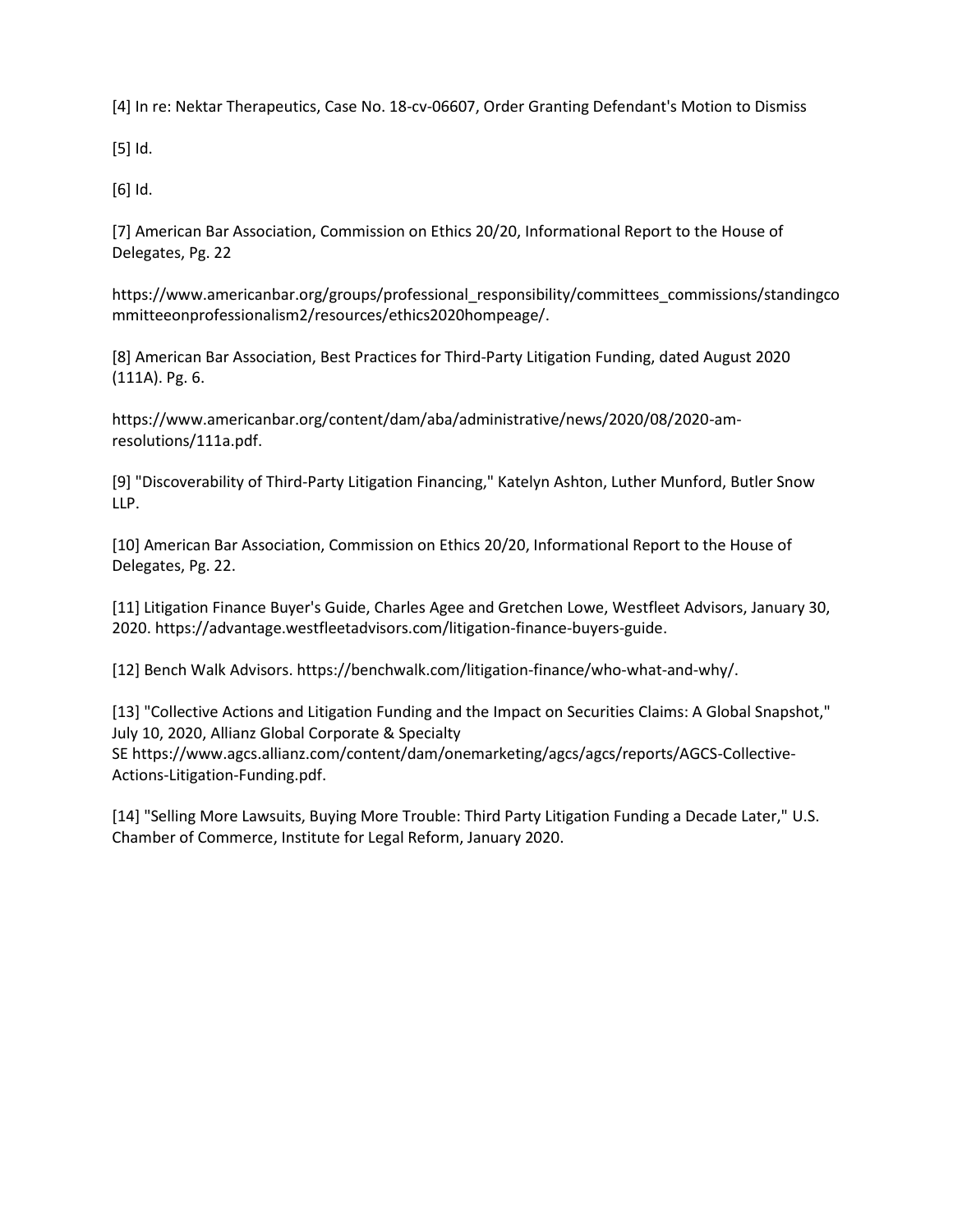[4] In re: Nektar Therapeutics, Case No. 18-cv-06607, Order Granting Defendant's Motion to Dismiss

[5] Id.

[6] Id.

[7] American Bar Association, Commission on Ethics 20/20, Informational Report to the House of Delegates, Pg. 22

https://www.americanbar.org/groups/professional_responsibility/committees_commissions/standingcommitteeonprofessionalism2/resources/ethics2020hompeage/.

[8] American Bar Association, Best Practices for Third-Party Litigation Funding, dated August 2020 (111A). Pg. 6.

https://www.americanbar.org/content/dam/aba/administrative/news/2020/08/2020-am-resolutions/111a.pdf.

[9] "Discoverability of Third-Party Litigation Financing," Katelyn Ashton, Luther Munford, Butler Snow LLP.

[10] American Bar Association, Commission on Ethics 20/20, Informational Report to the House of Delegates, Pg. 22.

[11] Litigation Finance Buyer's Guide, Charles Agee and Gretchen Lowe, Westfleet Advisors, January 30, 2020. https://advantage.westfleetadvisors.com/litigation-finance-buyers-guide.

[12] Bench Walk Advisors. https://benchwalk.com/litigation-finance/who-what-and-why/.

[13] "Collective Actions and Litigation Funding and the Impact on Securities Claims: A Global Snapshot," July 10, 2020, Allianz Global Corporate & Specialty SE https://www.agcs.allianz.com/content/dam/onemarketing/agcs/agcs/reports/AGCS-Collective-Actions-Litigation-Funding.pdf.

[14] "Selling More Lawsuits, Buying More Trouble: Third Party Litigation Funding a Decade Later," U.S. Chamber of Commerce, Institute for Legal Reform, January 2020.